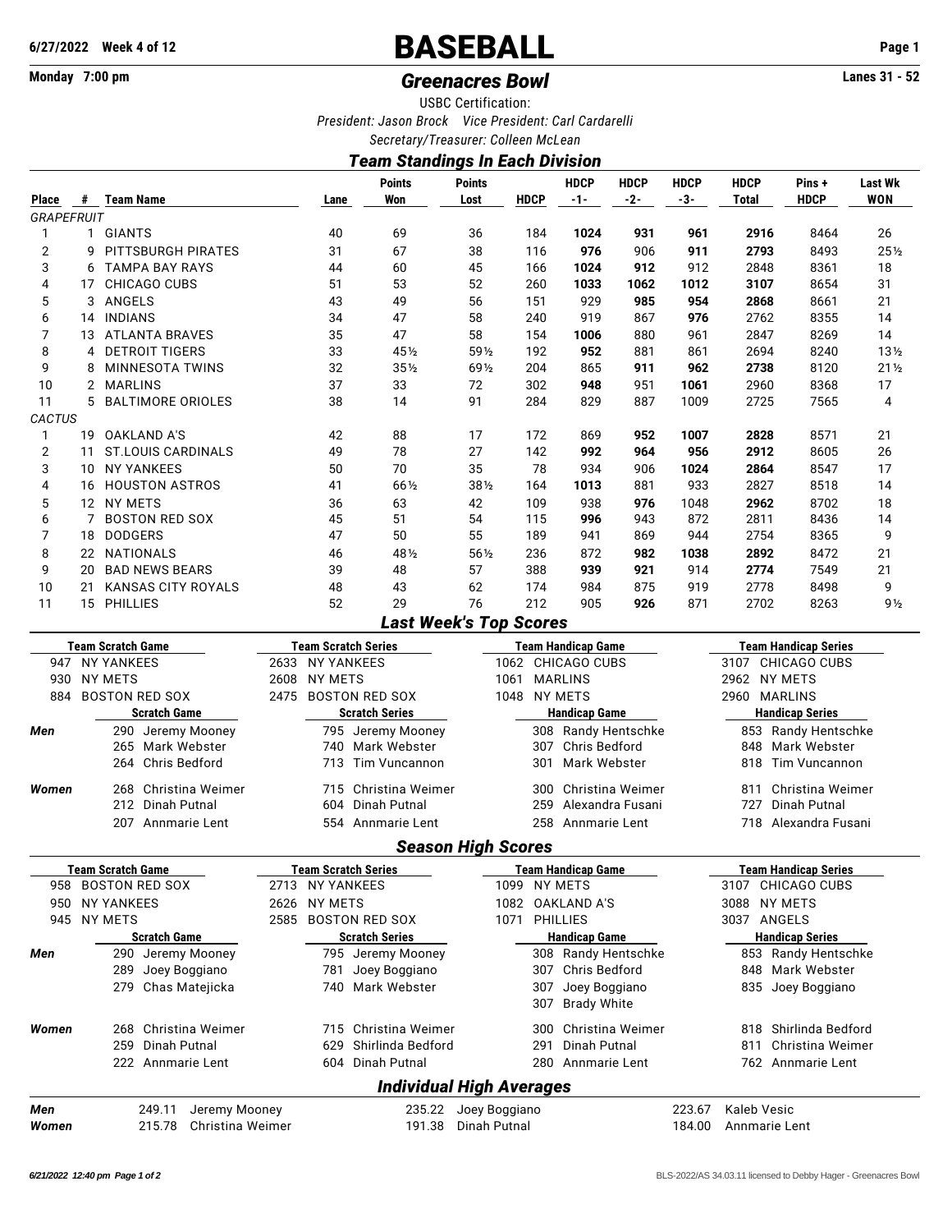**6/27/2022 Week 4 of 12**

# BASEBALL

**Monday 7:00 pm** — ***Greenacres Bowl*** — **Lanes 31 - 52**

USBC Certification:

*President: Jason Brock    Vice President: Carl Cardarelli*

*Secretary/Treasurer: Colleen McLean*

## *Team Standings In Each Division*

| Place | # | Team Name | Lane | Points Won | Points Lost | HDCP | HDCP -1- | HDCP -2- | HDCP -3- | HDCP Total | Pins + HDCP | Last Wk WON |
|---|---|---|---|---|---|---|---|---|---|---|---|---|
| *GRAPEFRUIT* | | | | | | | | | | | | |
| 1 | 1 | GIANTS | 40 | 69 | 36 | 184 | **1024** | 931 | **961** | **2916** | 8464 | 26 |
| 2 | 9 | PITTSBURGH PIRATES | 31 | 67 | 38 | 116 | **976** | 906 | **911** | **2793** | 8493 | 25½ |
| 3 | 6 | TAMPA BAY RAYS | 44 | 60 | 45 | 166 | **1024** | **912** | 912 | 2848 | 8361 | 18 |
| 4 | 17 | CHICAGO CUBS | 51 | 53 | 52 | 260 | **1033** | **1062** | **1012** | **3107** | 8654 | 31 |
| 5 | 3 | ANGELS | 43 | 49 | 56 | 151 | 929 | **985** | **954** | **2868** | 8661 | 21 |
| 6 | 14 | INDIANS | 34 | 47 | 58 | 240 | 919 | 867 | **976** | 2762 | 8355 | 14 |
| 7 | 13 | ATLANTA BRAVES | 35 | 47 | 58 | 154 | **1006** | 880 | 961 | 2847 | 8269 | 14 |
| 8 | 4 | DETROIT TIGERS | 33 | 45½ | 59½ | 192 | **952** | 881 | 861 | 2694 | 8240 | 13½ |
| 9 | 8 | MINNESOTA TWINS | 32 | 35½ | 69½ | 204 | 865 | **911** | **962** | **2738** | 8120 | 21½ |
| 10 | 2 | MARLINS | 37 | 33 | 72 | 302 | **948** | 951 | **1061** | 2960 | 8368 | 17 |
| 11 | 5 | BALTIMORE ORIOLES | 38 | 14 | 91 | 284 | 829 | 887 | 1009 | 2725 | 7565 | 4 |
| *CACTUS* | | | | | | | | | | | | |
| 1 | 19 | OAKLAND A'S | 42 | 88 | 17 | 172 | 869 | **952** | **1007** | **2828** | 8571 | 21 |
| 2 | 11 | ST.LOUIS CARDINALS | 49 | 78 | 27 | 142 | **992** | **964** | 956 | **2912** | 8605 | 26 |
| 3 | 10 | NY YANKEES | 50 | 70 | 35 | 78 | 934 | 906 | **1024** | **2864** | 8547 | 17 |
| 4 | 16 | HOUSTON ASTROS | 41 | 66½ | 38½ | 164 | **1013** | 881 | 933 | 2827 | 8518 | 14 |
| 5 | 12 | NY METS | 36 | 63 | 42 | 109 | 938 | **976** | 1048 | **2962** | 8702 | 18 |
| 6 | 7 | BOSTON RED SOX | 45 | 51 | 54 | 115 | **996** | 943 | 872 | 2811 | 8436 | 14 |
| 7 | 18 | DODGERS | 47 | 50 | 55 | 189 | 941 | 869 | 944 | 2754 | 8365 | 9 |
| 8 | 22 | NATIONALS | 46 | 48½ | 56½ | 236 | 872 | **982** | **1038** | **2892** | 8472 | 21 |
| 9 | 20 | BAD NEWS BEARS | 39 | 48 | 57 | 388 | **939** | **921** | 914 | **2774** | 7549 | 21 |
| 10 | 21 | KANSAS CITY ROYALS | 48 | 43 | 62 | 174 | 984 | 875 | 919 | 2778 | 8498 | 9 |
| 11 | 15 | PHILLIES | 52 | 29 | 76 | 212 | 905 | **926** | 871 | 2702 | 8263 | 9½ |

## *Last Week's Top Scores*

| Team Scratch Game | Team Scratch Series | Team Handicap Game | Team Handicap Series |
|---|---|---|---|
| 947 NY YANKEES | 2633 NY YANKEES | 1062 CHICAGO CUBS | 3107 CHICAGO CUBS |
| 930 NY METS | 2608 NY METS | 1061 MARLINS | 2962 NY METS |
| 884 BOSTON RED SOX | 2475 BOSTON RED SOX | 1048 NY METS | 2960 MARLINS |

| | Scratch Game | Scratch Series | Handicap Game | Handicap Series |
|---|---|---|---|---|
| ***Men*** | 290 Jeremy Mooney | 795 Jeremy Mooney | 308 Randy Hentschke | 853 Randy Hentschke |
| | 265 Mark Webster | 740 Mark Webster | 307 Chris Bedford | 848 Mark Webster |
| | 264 Chris Bedford | 713 Tim Vuncannon | 301 Mark Webster | 818 Tim Vuncannon |
| ***Women*** | 268 Christina Weimer | 715 Christina Weimer | 300 Christina Weimer | 811 Christina Weimer |
| | 212 Dinah Putnal | 604 Dinah Putnal | 259 Alexandra Fusani | 727 Dinah Putnal |
| | 207 Annmarie Lent | 554 Annmarie Lent | 258 Annmarie Lent | 718 Alexandra Fusani |

## *Season High Scores*

| Team Scratch Game | Team Scratch Series | Team Handicap Game | Team Handicap Series |
|---|---|---|---|
| 958 BOSTON RED SOX | 2713 NY YANKEES | 1099 NY METS | 3107 CHICAGO CUBS |
| 950 NY YANKEES | 2626 NY METS | 1082 OAKLAND A'S | 3088 NY METS |
| 945 NY METS | 2585 BOSTON RED SOX | 1071 PHILLIES | 3037 ANGELS |

| | Scratch Game | Scratch Series | Handicap Game | Handicap Series |
|---|---|---|---|---|
| ***Men*** | 290 Jeremy Mooney | 795 Jeremy Mooney | 308 Randy Hentschke | 853 Randy Hentschke |
| | 289 Joey Boggiano | 781 Joey Boggiano | 307 Chris Bedford | 848 Mark Webster |
| | 279 Chas Matejicka | 740 Mark Webster | 307 Joey Boggiano | 835 Joey Boggiano |
| | | | 307 Brady White | |
| ***Women*** | 268 Christina Weimer | 715 Christina Weimer | 300 Christina Weimer | 818 Shirlinda Bedford |
| | 259 Dinah Putnal | 629 Shirlinda Bedford | 291 Dinah Putnal | 811 Christina Weimer |
| | 222 Annmarie Lent | 604 Dinah Putnal | 280 Annmarie Lent | 762 Annmarie Lent |

## *Individual High Averages*

| | | | |
|---|---|---|---|
| ***Men*** | 249.11 Jeremy Mooney | 235.22 Joey Boggiano | 223.67 Kaleb Vesic |
| ***Women*** | 215.78 Christina Weimer | 191.38 Dinah Putnal | 184.00 Annmarie Lent |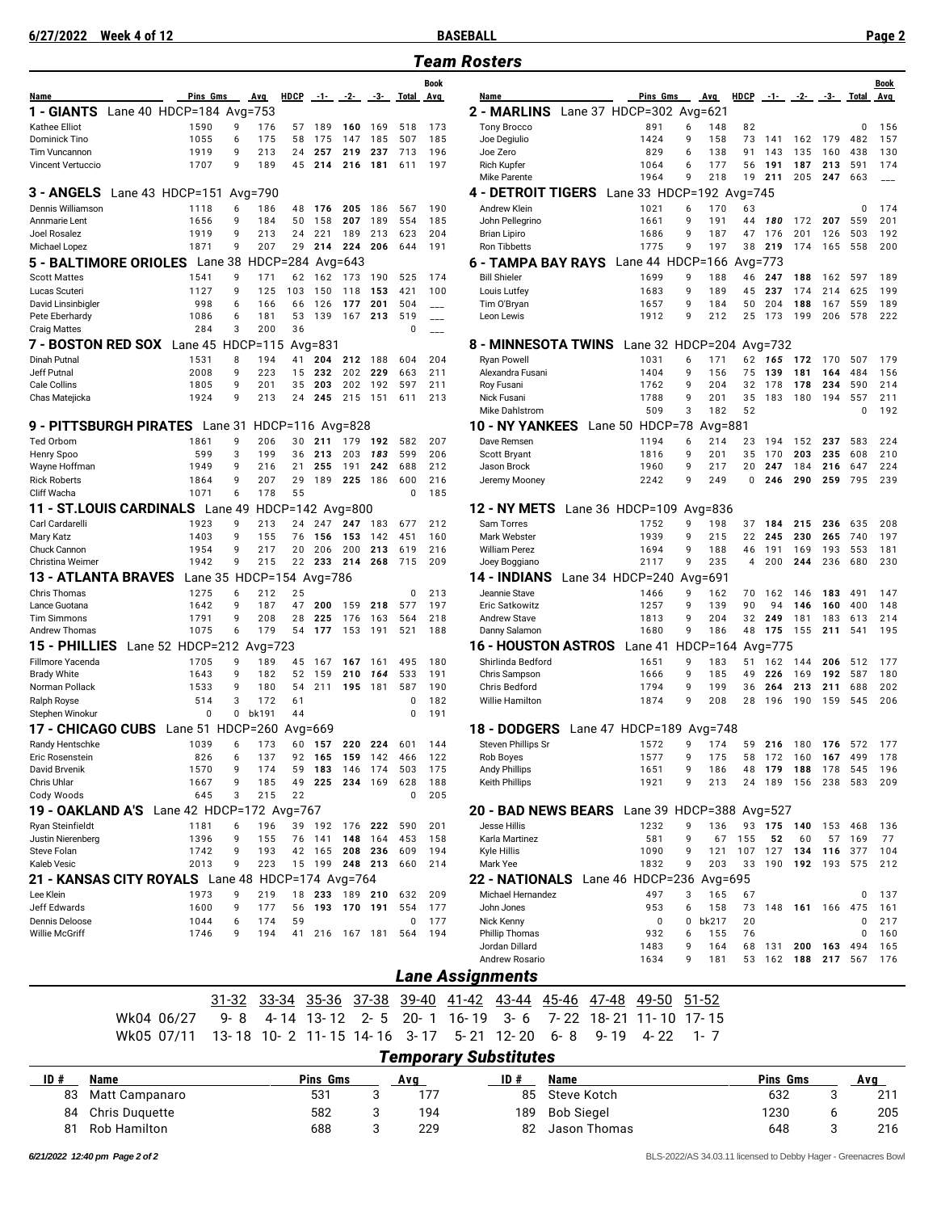# Team Rosters

| Name | Pins | Gms | Avg | HDCP | -1- | -2- | -3- | Total | Book Avg |
|---|---|---|---|---|---|---|---|---|---|
| **1 - GIANTS** Lane 40 HDCP=184 Avg=753 | | | | | | | | | |
| Kathee Elliot | 1590 | 9 | 176 | 57 | 189 | 160 | 169 | 518 | 173 |
| Dominick Tino | 1055 | 6 | 175 | 58 | 175 | 147 | 185 | 507 | 185 |
| Tim Vuncannon | 1919 | 9 | 213 | 24 | 257 | 219 | 237 | 713 | 196 |
| Vincent Vertuccio | 1707 | 9 | 189 | 45 | 214 | 216 | 181 | 611 | 197 |
| **2 - MARLINS** Lane 37 HDCP=302 Avg=621 | | | | | | | | | |
| Tony Brocco | 891 | 6 | 148 | 82 | | | | 0 | 156 |
| Joe Degiulio | 1424 | 9 | 158 | 73 | 141 | 162 | 179 | 482 | 157 |
| Joe Zero | 829 | 6 | 138 | 91 | 143 | 135 | 160 | 438 | 130 |
| Rich Kupfer | 1064 | 6 | 177 | 56 | 191 | 187 | 213 | 591 | 174 |
| Mike Parente | 1964 | 9 | 218 | 19 | 211 | 205 | 247 | 663 | ___ |
| **3 - ANGELS** Lane 43 HDCP=151 Avg=790 | | | | | | | | | |
| Dennis Williamson | 1118 | 6 | 186 | 48 | 176 | 205 | 186 | 567 | 190 |
| Annmarie Lent | 1656 | 9 | 184 | 50 | 158 | 207 | 189 | 554 | 185 |
| Joel Rosalez | 1919 | 9 | 213 | 24 | 221 | 189 | 213 | 623 | 204 |
| Michael Lopez | 1871 | 9 | 207 | 29 | 214 | 224 | 206 | 644 | 191 |
| **4 - DETROIT TIGERS** Lane 33 HDCP=192 Avg=745 | | | | | | | | | |
| Andrew Klein | 1021 | 6 | 170 | 63 | | | | 0 | 174 |
| John Pellegrino | 1661 | 9 | 191 | 44 | 180 | 172 | 207 | 559 | 201 |
| Brian Lipiro | 1686 | 9 | 187 | 47 | 176 | 201 | 126 | 503 | 192 |
| Ron Tibbetts | 1775 | 9 | 197 | 38 | 219 | 174 | 165 | 558 | 200 |
| **5 - BALTIMORE ORIOLES** Lane 38 HDCP=284 Avg=643 | | | | | | | | | |
| Scott Mattes | 1541 | 9 | 171 | 62 | 162 | 173 | 190 | 525 | 174 |
| Lucas Scuteri | 1127 | 9 | 125 | 103 | 150 | 118 | 153 | 421 | 100 |
| David Linsinbigler | 998 | 6 | 166 | 66 | 126 | 177 | 201 | 504 | ___ |
| Pete Eberhardy | 1086 | 6 | 181 | 53 | 139 | 167 | 213 | 519 | ___ |
| Craig Mattes | 284 | 3 | 200 | 36 | | | | 0 | ___ |
| **6 - TAMPA BAY RAYS** Lane 44 HDCP=166 Avg=773 | | | | | | | | | |
| Bill Shieler | 1699 | 9 | 188 | 46 | 247 | 188 | 162 | 597 | 189 |
| Louis Lutfey | 1683 | 9 | 189 | 45 | 237 | 174 | 214 | 625 | 199 |
| Tim O'Bryan | 1657 | 9 | 184 | 50 | 204 | 188 | 167 | 559 | 189 |
| Leon Lewis | 1912 | 9 | 212 | 25 | 173 | 199 | 206 | 578 | 222 |
| **7 - BOSTON RED SOX** Lane 45 HDCP=115 Avg=831 | | | | | | | | | |
| Dinah Putnal | 1531 | 8 | 194 | 41 | 204 | 212 | 188 | 604 | 204 |
| Jeff Putnal | 2008 | 9 | 223 | 15 | 232 | 202 | 229 | 663 | 211 |
| Cale Collins | 1805 | 9 | 201 | 35 | 203 | 202 | 192 | 597 | 211 |
| Chas Matejicka | 1924 | 9 | 213 | 24 | 245 | 215 | 151 | 611 | 213 |
| **8 - MINNESOTA TWINS** Lane 32 HDCP=204 Avg=732 | | | | | | | | | |
| Ryan Powell | 1031 | 6 | 171 | 62 | 165 | 172 | 170 | 507 | 179 |
| Alexandra Fusani | 1404 | 9 | 156 | 75 | 139 | 181 | 164 | 484 | 156 |
| Roy Fusani | 1762 | 9 | 204 | 32 | 178 | 178 | 234 | 590 | 214 |
| Nick Fusani | 1788 | 9 | 201 | 35 | 183 | 180 | 194 | 557 | 211 |
| Mike Dahlstrom | 509 | 3 | 182 | 52 | | | | 0 | 192 |
| **9 - PITTSBURGH PIRATES** Lane 31 HDCP=116 Avg=828 | | | | | | | | | |
| Ted Orbom | 1861 | 9 | 206 | 30 | 211 | 179 | 192 | 582 | 207 |
| Henry Spoo | 599 | 3 | 199 | 36 | 213 | 203 | 183 | 599 | 206 |
| Wayne Hoffman | 1949 | 9 | 216 | 21 | 255 | 191 | 242 | 688 | 212 |
| Rick Roberts | 1864 | 9 | 207 | 29 | 189 | 225 | 186 | 600 | 216 |
| Cliff Wacha | 1071 | 6 | 178 | 55 | | | | 0 | 185 |
| **10 - NY YANKEES** Lane 50 HDCP=78 Avg=881 | | | | | | | | | |
| Dave Remsen | 1194 | 6 | 214 | 23 | 194 | 152 | 237 | 583 | 224 |
| Scott Bryant | 1816 | 9 | 201 | 35 | 170 | 203 | 235 | 608 | 210 |
| Jason Brock | 1960 | 9 | 217 | 20 | 247 | 184 | 216 | 647 | 224 |
| Jeremy Mooney | 2242 | 9 | 249 | 0 | 246 | 290 | 259 | 795 | 239 |
| **11 - ST.LOUIS CARDINALS** Lane 49 HDCP=142 Avg=800 | | | | | | | | | |
| Carl Cardarelli | 1923 | 9 | 213 | 24 | 247 | 247 | 183 | 677 | 212 |
| Mary Katz | 1403 | 9 | 155 | 76 | 156 | 153 | 142 | 451 | 160 |
| Chuck Cannon | 1954 | 9 | 217 | 20 | 206 | 200 | 213 | 619 | 216 |
| Christina Weimer | 1942 | 9 | 215 | 22 | 233 | 214 | 268 | 715 | 209 |
| **12 - NY METS** Lane 36 HDCP=109 Avg=836 | | | | | | | | | |
| Sam Torres | 1752 | 9 | 198 | 37 | 184 | 215 | 236 | 635 | 208 |
| Mark Webster | 1939 | 9 | 215 | 22 | 245 | 230 | 265 | 740 | 197 |
| William Perez | 1694 | 9 | 188 | 46 | 191 | 169 | 193 | 553 | 181 |
| Joey Boggiano | 2117 | 9 | 235 | 4 | 200 | 244 | 236 | 680 | 230 |
| **13 - ATLANTA BRAVES** Lane 35 HDCP=154 Avg=786 | | | | | | | | | |
| Chris Thomas | 1275 | 6 | 212 | 25 | | | | 0 | 213 |
| Lance Guotana | 1642 | 9 | 187 | 47 | 200 | 159 | 218 | 577 | 197 |
| Tim Simmons | 1791 | 9 | 208 | 28 | 225 | 176 | 163 | 564 | 218 |
| Andrew Thomas | 1075 | 6 | 179 | 54 | 177 | 153 | 191 | 521 | 188 |
| **14 - INDIANS** Lane 34 HDCP=240 Avg=691 | | | | | | | | | |
| Jeannie Stave | 1466 | 9 | 162 | 70 | 162 | 146 | 183 | 491 | 147 |
| Eric Satkowitz | 1257 | 9 | 139 | 90 | 94 | 146 | 160 | 400 | 148 |
| Andrew Stave | 1813 | 9 | 204 | 32 | 249 | 181 | 183 | 613 | 214 |
| Danny Salamon | 1680 | 9 | 186 | 48 | 175 | 155 | 211 | 541 | 195 |
| **15 - PHILLIES** Lane 52 HDCP=212 Avg=723 | | | | | | | | | |
| Fillmore Yacenda | 1705 | 9 | 189 | 45 | 167 | 167 | 161 | 495 | 180 |
| Brady White | 1643 | 9 | 182 | 52 | 159 | 210 | 164 | 533 | 191 |
| Norman Pollack | 1533 | 9 | 180 | 54 | 211 | 195 | 181 | 587 | 190 |
| Ralph Royse | 514 | 3 | 172 | 61 | | | | 0 | 182 |
| Stephen Winokur | 0 | 0 | bk191 | 44 | | | | 0 | 191 |
| **16 - HOUSTON ASTROS** Lane 41 HDCP=164 Avg=775 | | | | | | | | | |
| Shirlinda Bedford | 1651 | 9 | 183 | 51 | 162 | 144 | 206 | 512 | 177 |
| Chris Sampson | 1666 | 9 | 185 | 49 | 226 | 169 | 192 | 587 | 180 |
| Chris Bedford | 1794 | 9 | 199 | 36 | 264 | 213 | 211 | 688 | 202 |
| Willie Hamilton | 1874 | 9 | 208 | 28 | 196 | 190 | 159 | 545 | 206 |
| **17 - CHICAGO CUBS** Lane 51 HDCP=260 Avg=669 | | | | | | | | | |
| Randy Hentschke | 1039 | 6 | 173 | 60 | 157 | 220 | 224 | 601 | 144 |
| Eric Rosenstein | 826 | 6 | 137 | 92 | 165 | 159 | 142 | 466 | 122 |
| David Brvenik | 1570 | 9 | 174 | 59 | 183 | 146 | 174 | 503 | 175 |
| Chris Uhlar | 1667 | 9 | 185 | 49 | 225 | 234 | 169 | 628 | 188 |
| Cody Woods | 645 | 3 | 215 | 22 | | | | 0 | 205 |
| **18 - DODGERS** Lane 47 HDCP=189 Avg=748 | | | | | | | | | |
| Steven Phillips Sr | 1572 | 9 | 174 | 59 | 216 | 180 | 176 | 572 | 177 |
| Rob Boyes | 1577 | 9 | 175 | 58 | 172 | 160 | 167 | 499 | 178 |
| Andy Phillips | 1651 | 9 | 186 | 48 | 179 | 188 | 178 | 545 | 196 |
| Keith Phillips | 1921 | 9 | 213 | 24 | 189 | 156 | 238 | 583 | 209 |
| **19 - OAKLAND A'S** Lane 42 HDCP=172 Avg=767 | | | | | | | | | |
| Ryan Steinfieldt | 1181 | 6 | 196 | 39 | 192 | 176 | 222 | 590 | 201 |
| Justin Nierenberg | 1396 | 9 | 155 | 76 | 141 | 148 | 164 | 453 | 158 |
| Steve Folan | 1742 | 9 | 193 | 42 | 165 | 208 | 236 | 609 | 194 |
| Kaleb Vesic | 2013 | 9 | 223 | 15 | 199 | 248 | 213 | 660 | 214 |
| **20 - BAD NEWS BEARS** Lane 39 HDCP=388 Avg=527 | | | | | | | | | |
| Jesse Hillis | 1232 | 9 | 136 | 93 | 175 | 140 | 153 | 468 | 136 |
| Karla Martinez | 581 | 9 | 67 | 155 | 52 | 60 | 57 | 169 | 77 |
| Kyle Hillis | 1090 | 9 | 121 | 107 | 127 | 134 | 116 | 377 | 104 |
| Mark Yee | 1832 | 9 | 203 | 33 | 190 | 192 | 193 | 575 | 212 |
| **21 - KANSAS CITY ROYALS** Lane 48 HDCP=174 Avg=764 | | | | | | | | | |
| Lee Klein | 1973 | 9 | 219 | 18 | 233 | 189 | 210 | 632 | 209 |
| Jeff Edwards | 1600 | 9 | 177 | 56 | 193 | 170 | 191 | 554 | 177 |
| Dennis Deloose | 1044 | 6 | 174 | 59 | | | | 0 | 177 |
| Willie McGriff | 1746 | 9 | 194 | 41 | 216 | 167 | 181 | 564 | 194 |
| **22 - NATIONALS** Lane 46 HDCP=236 Avg=695 | | | | | | | | | |
| Michael Hernandez | 497 | 3 | 165 | 67 | | | | 0 | 137 |
| John Jones | 953 | 6 | 158 | 73 | 148 | 161 | 166 | 475 | 161 |
| Nick Kenny | 0 | 0 | bk217 | 20 | | | | 0 | 217 |
| Phillip Thomas | 932 | 6 | 155 | 76 | | | | 0 | 160 |
| Jordan Dillard | 1483 | 9 | 164 | 68 | 131 | 200 | 163 | 494 | 165 |
| Andrew Rosario | 1634 | 9 | 181 | 53 | 162 | 188 | 217 | 567 | 176 |

# Lane Assignments

| | 31-32 | 33-34 | 35-36 | 37-38 | 39-40 | 41-42 | 43-44 | 45-46 | 47-48 | 49-50 | 51-52 |
|---|---|---|---|---|---|---|---|---|---|---|---|
| Wk04 06/27 | 9- 8 | 4-14 | 13-12 | 2- 5 | 20- 1 | 16-19 | 3- 6 | 7-22 | 18-21 | 11-10 | 17-15 |
| Wk05 07/11 | 13-18 | 10- 2 | 11-15 | 14-16 | 3-17 | 5-21 | 12-20 | 6- 8 | 9-19 | 4-22 | 1- 7 |

# Temporary Substitutes

| ID # | Name | Pins | Gms | Avg |
|---|---|---|---|---|
| 83 | Matt Campanaro | 531 | 3 | 177 |
| 84 | Chris Duquette | 582 | 3 | 194 |
| 81 | Rob Hamilton | 688 | 3 | 229 |
| 85 | Steve Kotch | 632 | 3 | 211 |
| 189 | Bob Siegel | 1230 | 6 | 205 |
| 82 | Jason Thomas | 648 | 3 | 216 |